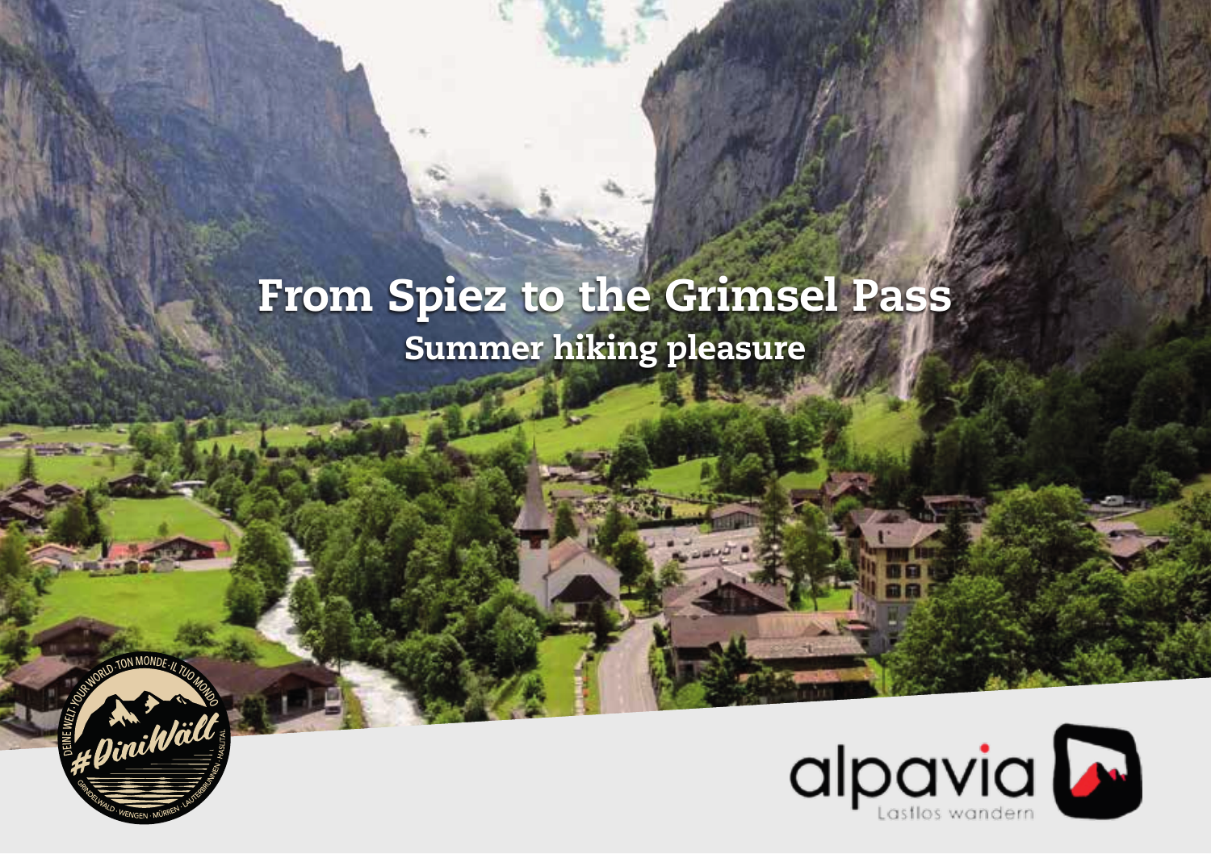# From Spiez to the Grimsel Pass

## Summer hiking pleasure

alpavia

Lastlos wandern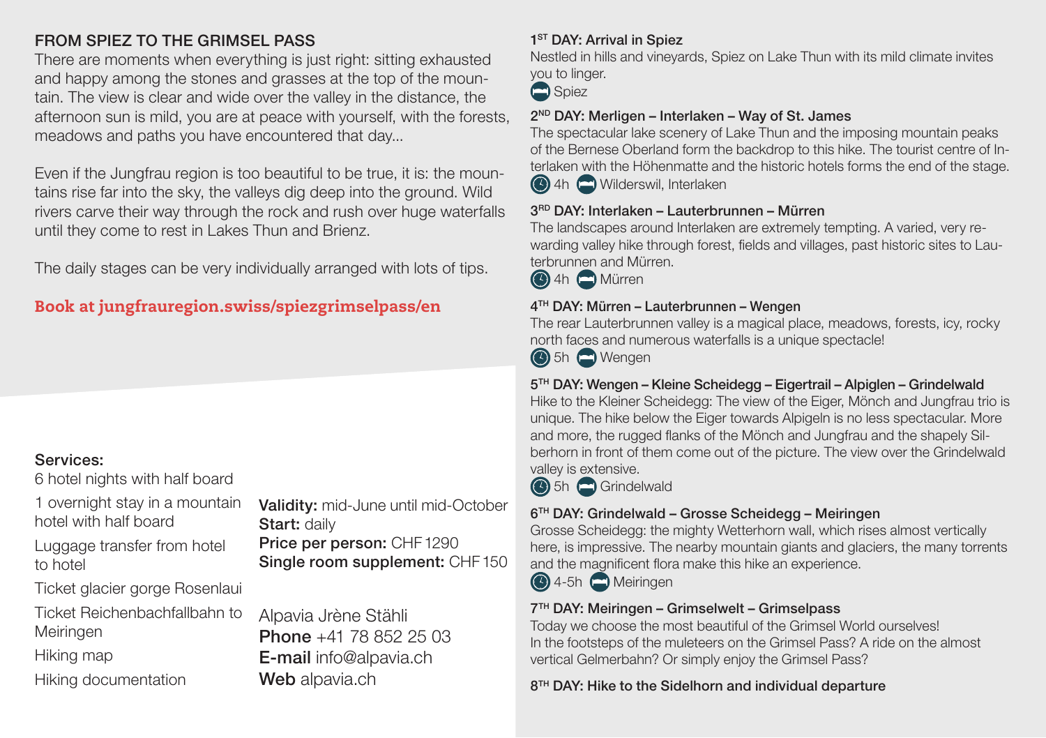## FROM SPIEZ TO THE GRIMSEL PASS

There are moments when everything is just right: sitting exhausted and happy among the stones and grasses at the top of the mountain. The view is clear and wide over the valley in the distance, the afternoon sun is mild, you are at peace with yourself, with the forests, meadows and paths you have encountered that day...

Even if the Jungfrau region is too beautiful to be true, it is: the mountains rise far into the sky, the valleys dig deep into the ground. Wild rivers carve their way through the rock and rush over huge waterfalls until they come to rest in Lakes Thun and Brienz.

The daily stages can be very individually arranged with lots of tips.

**Book at jungfrauregion.swiss/spiezgrimselpass/en**

### Services:

- 6 hotel nights with half board
- 1 overnight stay in a mountain hotel with half board
- Luggage transfer from hotel to hotel
- Ticket glacier gorge Rosenlaui
- Ticket Reichenbachfallbahn to Meiringen
- Hiking map
- Hiking documentation

**Validity:** mid-June until mid-October
**Start:** daily
**Price per person:** CHF 1290
**Single room supplement:** CHF 150

Alpavia Jrène Stähli
**Phone** +41 78 852 25 03
**E-mail** info@alpavia.ch
**Web** alpavia.ch

### 1ST DAY: Arrival in Spiez

Nestled in hills and vineyards, Spiez on Lake Thun with its mild climate invites you to linger.

Spiez

### 2ND DAY: Merligen – Interlaken – Way of St. James

The spectacular lake scenery of Lake Thun and the imposing mountain peaks of the Bernese Oberland form the backdrop to this hike. The tourist centre of Interlaken with the Höhenmatte and the historic hotels forms the end of the stage.

4h Wilderswil, Interlaken

### 3RD DAY: Interlaken – Lauterbrunnen – Mürren

The landscapes around Interlaken are extremely tempting. A varied, very rewarding valley hike through forest, fields and villages, past historic sites to Lauterbrunnen and Mürren.

4h Mürren

### 4TH DAY: Mürren – Lauterbrunnen – Wengen

The rear Lauterbrunnen valley is a magical place, meadows, forests, icy, rocky north faces and numerous waterfalls is a unique spectacle!

5h Wengen

### 5TH DAY: Wengen – Kleine Scheidegg – Eigertrail – Alpiglen – Grindelwald

Hike to the Kleiner Scheidegg: The view of the Eiger, Mönch and Jungfrau trio is unique. The hike below the Eiger towards Alpigeln is no less spectacular. More and more, the rugged flanks of the Mönch and Jungfrau and the shapely Silberhorn in front of them come out of the picture. The view over the Grindelwald valley is extensive.

5h Grindelwald

### 6TH DAY: Grindelwald – Grosse Scheidegg – Meiringen

Grosse Scheidegg: the mighty Wetterhorn wall, which rises almost vertically here, is impressive. The nearby mountain giants and glaciers, the many torrents and the magnificent flora make this hike an experience.

4-5h Meiringen

### 7TH DAY: Meiringen – Grimselwelt – Grimselpass

Today we choose the most beautiful of the Grimsel World ourselves! In the footsteps of the muleteers on the Grimsel Pass? A ride on the almost vertical Gelmerbahn? Or simply enjoy the Grimsel Pass?

### 8TH DAY: Hike to the Sidelhorn and individual departure